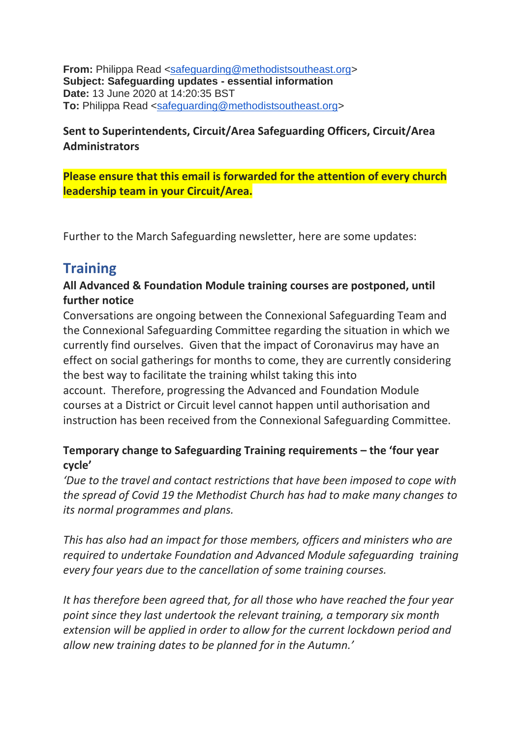**From:** Philippa Read <safeguarding@methodistsoutheast.org>
**Subject: Safeguarding updates - essential information**
**Date:** 13 June 2020 at 14:20:35 BST
**To:** Philippa Read <safeguarding@methodistsoutheast.org>

**Sent to Superintendents, Circuit/Area Safeguarding Officers, Circuit/Area Administrators**

**Please ensure that this email is forwarded for the attention of every church leadership team in your Circuit/Area.**

Further to the March Safeguarding newsletter, here are some updates:

## Training

**All Advanced & Foundation Module training courses are postponed, until further notice**

Conversations are ongoing between the Connexional Safeguarding Team and the Connexional Safeguarding Committee regarding the situation in which we currently find ourselves. Given that the impact of Coronavirus may have an effect on social gatherings for months to come, they are currently considering the best way to facilitate the training whilst taking this into account. Therefore, progressing the Advanced and Foundation Module courses at a District or Circuit level cannot happen until authorisation and instruction has been received from the Connexional Safeguarding Committee.

**Temporary change to Safeguarding Training requirements – the 'four year cycle'**

*'Due to the travel and contact restrictions that have been imposed to cope with the spread of Covid 19 the Methodist Church has had to make many changes to its normal programmes and plans.*

*This has also had an impact for those members, officers and ministers who are required to undertake Foundation and Advanced Module safeguarding training every four years due to the cancellation of some training courses.*

*It has therefore been agreed that, for all those who have reached the four year point since they last undertook the relevant training, a temporary six month extension will be applied in order to allow for the current lockdown period and allow new training dates to be planned for in the Autumn.'*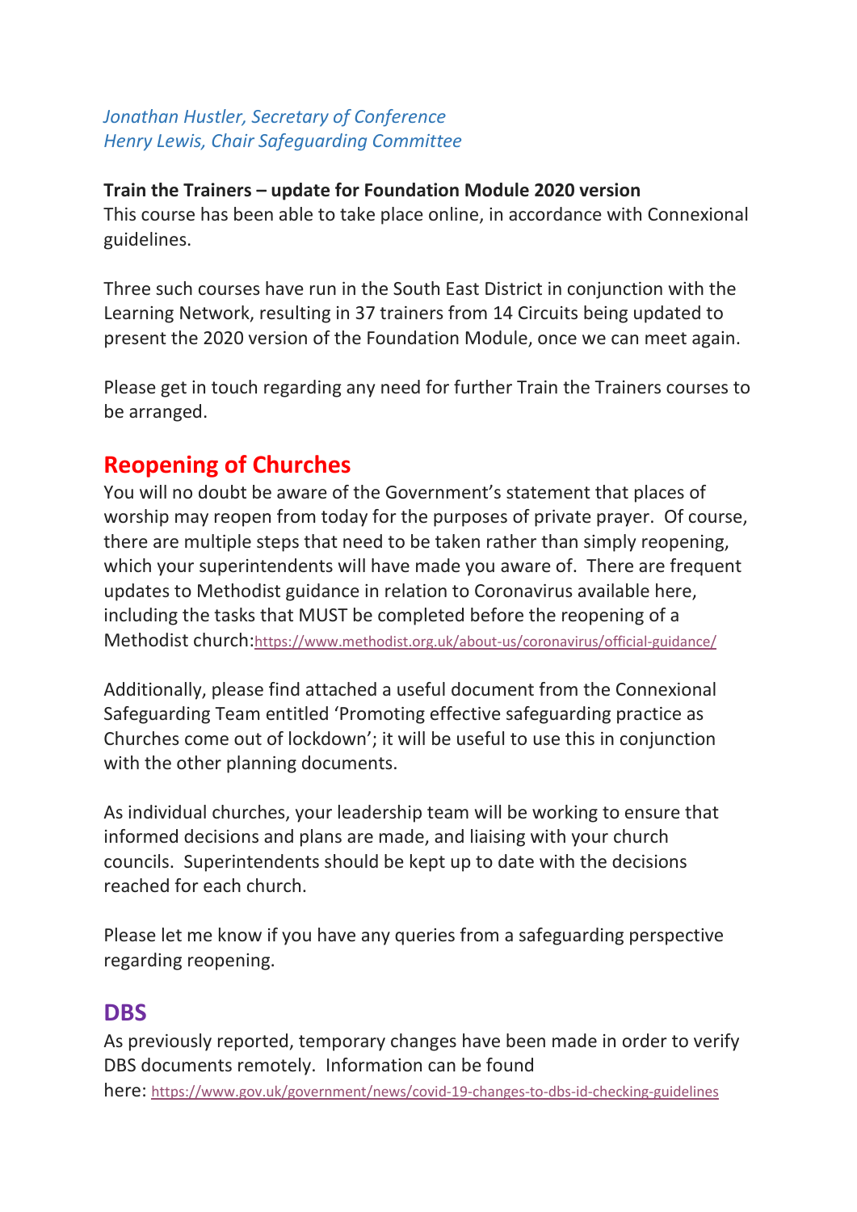*Jonathan Hustler, Secretary of Conference*
*Henry Lewis, Chair Safeguarding Committee*

**Train the Trainers – update for Foundation Module 2020 version**
This course has been able to take place online, in accordance with Connexional guidelines.

Three such courses have run in the South East District in conjunction with the Learning Network, resulting in 37 trainers from 14 Circuits being updated to present the 2020 version of the Foundation Module, once we can meet again.

Please get in touch regarding any need for further Train the Trainers courses to be arranged.

## Reopening of Churches

You will no doubt be aware of the Government's statement that places of worship may reopen from today for the purposes of private prayer. Of course, there are multiple steps that need to be taken rather than simply reopening, which your superintendents will have made you aware of. There are frequent updates to Methodist guidance in relation to Coronavirus available here, including the tasks that MUST be completed before the reopening of a Methodist church: https://www.methodist.org.uk/about-us/coronavirus/official-guidance/

Additionally, please find attached a useful document from the Connexional Safeguarding Team entitled 'Promoting effective safeguarding practice as Churches come out of lockdown'; it will be useful to use this in conjunction with the other planning documents.

As individual churches, your leadership team will be working to ensure that informed decisions and plans are made, and liaising with your church councils. Superintendents should be kept up to date with the decisions reached for each church.

Please let me know if you have any queries from a safeguarding perspective regarding reopening.

## DBS

As previously reported, temporary changes have been made in order to verify DBS documents remotely. Information can be found here: https://www.gov.uk/government/news/covid-19-changes-to-dbs-id-checking-guidelines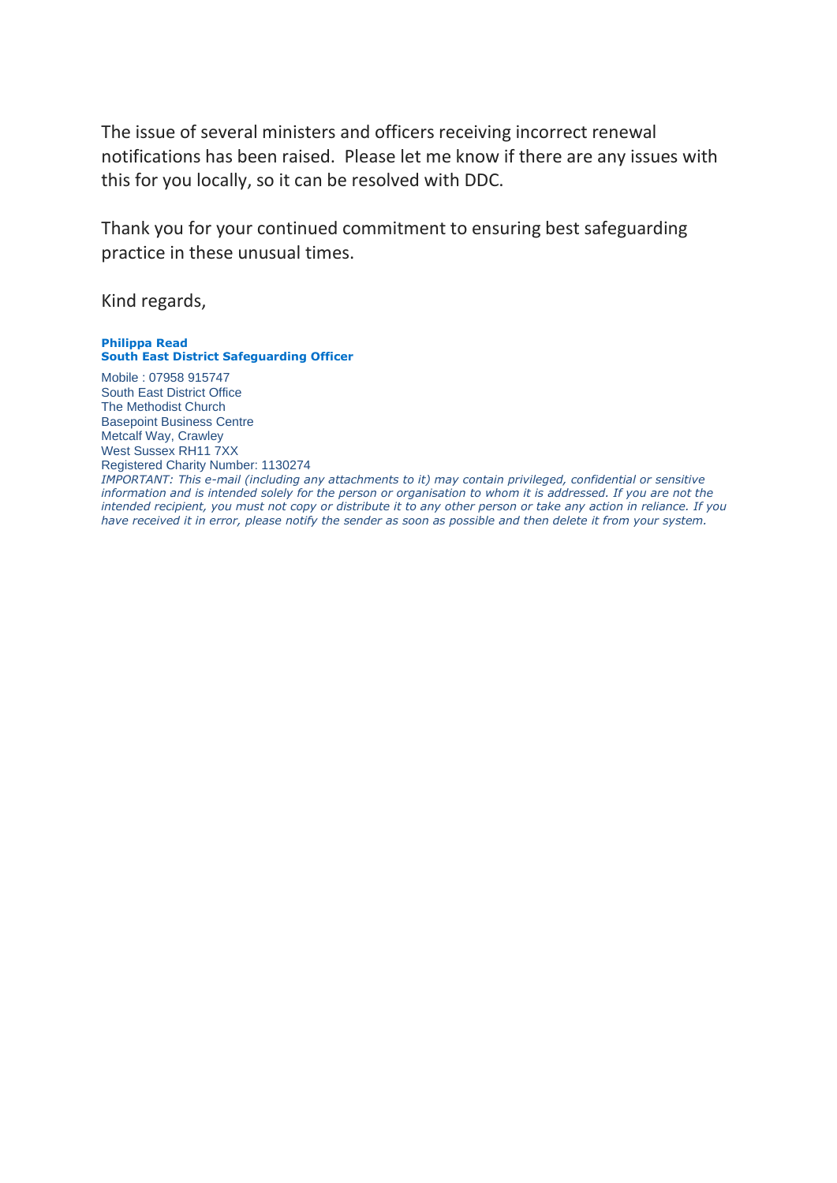The issue of several ministers and officers receiving incorrect renewal notifications has been raised. Please let me know if there are any issues with this for you locally, so it can be resolved with DDC.

Thank you for your continued commitment to ensuring best safeguarding practice in these unusual times.

Kind regards,

**Philippa Read**
**South East District Safeguarding Officer**

Mobile : 07958 915747
South East District Office
The Methodist Church
Basepoint Business Centre
Metcalf Way, Crawley
West Sussex RH11 7XX
Registered Charity Number: 1130274

*IMPORTANT: This e-mail (including any attachments to it) may contain privileged, confidential or sensitive information and is intended solely for the person or organisation to whom it is addressed. If you are not the intended recipient, you must not copy or distribute it to any other person or take any action in reliance. If you have received it in error, please notify the sender as soon as possible and then delete it from your system.*